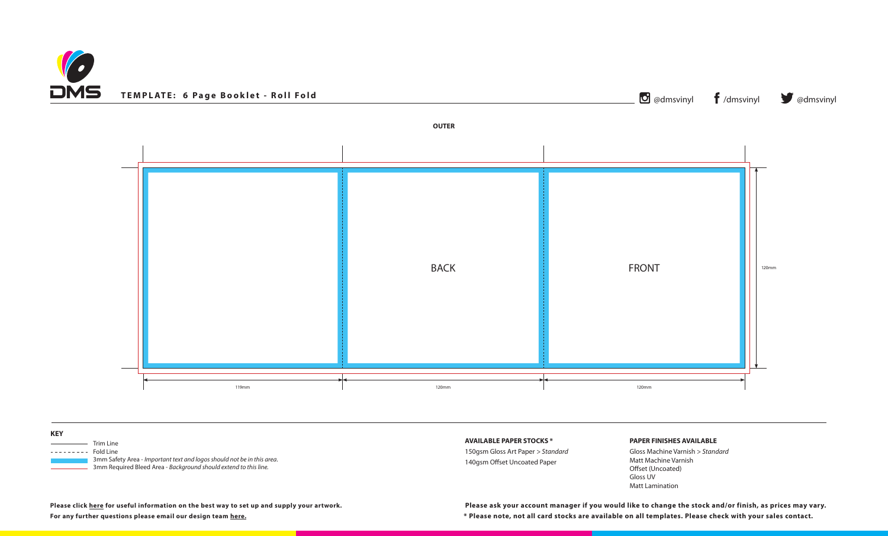DMS

**TEMPLATE: 6 Page Booklet - Roll Fold**

@dmsvinyl /dmsvinyl @dmsvinyl

**OUTER**

BACK

FRONT

120mm

119mm 120mm 120mm

**KEY**

- Trim Line
- Fold Line
- 3mm Safety Area - *Important text and logos should not be in this area.*
- 3mm Required Bleed Area - *Background should extend to this line.*

**AVAILABLE PAPER STOCKS ***

150gsm Gloss Art Paper > *Standard*
140gsm Offset Uncoated Paper

**PAPER FINISHES AVAILABLE**

Gloss Machine Varnish > *Standard*
Matt Machine Varnish
Offset (Uncoated)
Gloss UV
Matt Lamination

**Please click here for useful information on the best way to set up and supply your artwork.**
**For any further questions please email our design team here.**

**Please ask your account manager if you would like to change the stock and/or finish, as prices may vary.**
*** Please note, not all card stocks are available on all templates. Please check with your sales contact.**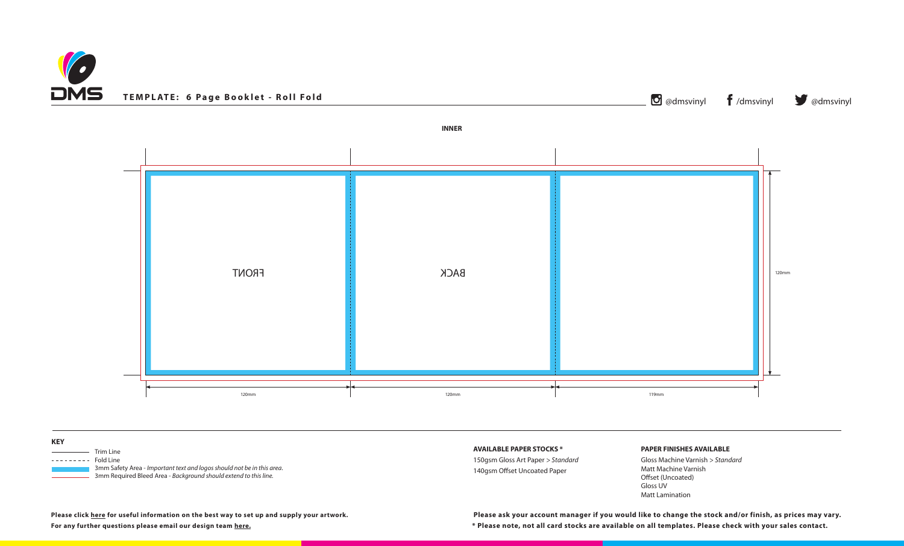**TEMPLATE: 6 Page Booklet - Roll Fold**

@dmsvinyl /dmsvinyl @dmsvinyl

**INNER**

FRONT

BACK

120mm

120mm

120mm

119mm

**KEY**

Trim Line
Fold Line
3mm Safety Area - *Important text and logos should not be in this area.*
3mm Required Bleed Area - *Background should extend to this line.*

**AVAILABLE PAPER STOCKS \***

150gsm Gloss Art Paper > *Standard*
140gsm Offset Uncoated Paper

**PAPER FINISHES AVAILABLE**

Gloss Machine Varnish > *Standard*
Matt Machine Varnish
Offset (Uncoated)
Gloss UV
Matt Lamination

**Please click here for useful information on the best way to set up and supply your artwork.**
**For any further questions please email our design team here.**

**Please ask your account manager if you would like to change the stock and/or finish, as prices may vary.**
**\* Please note, not all card stocks are available on all templates. Please check with your sales contact.**